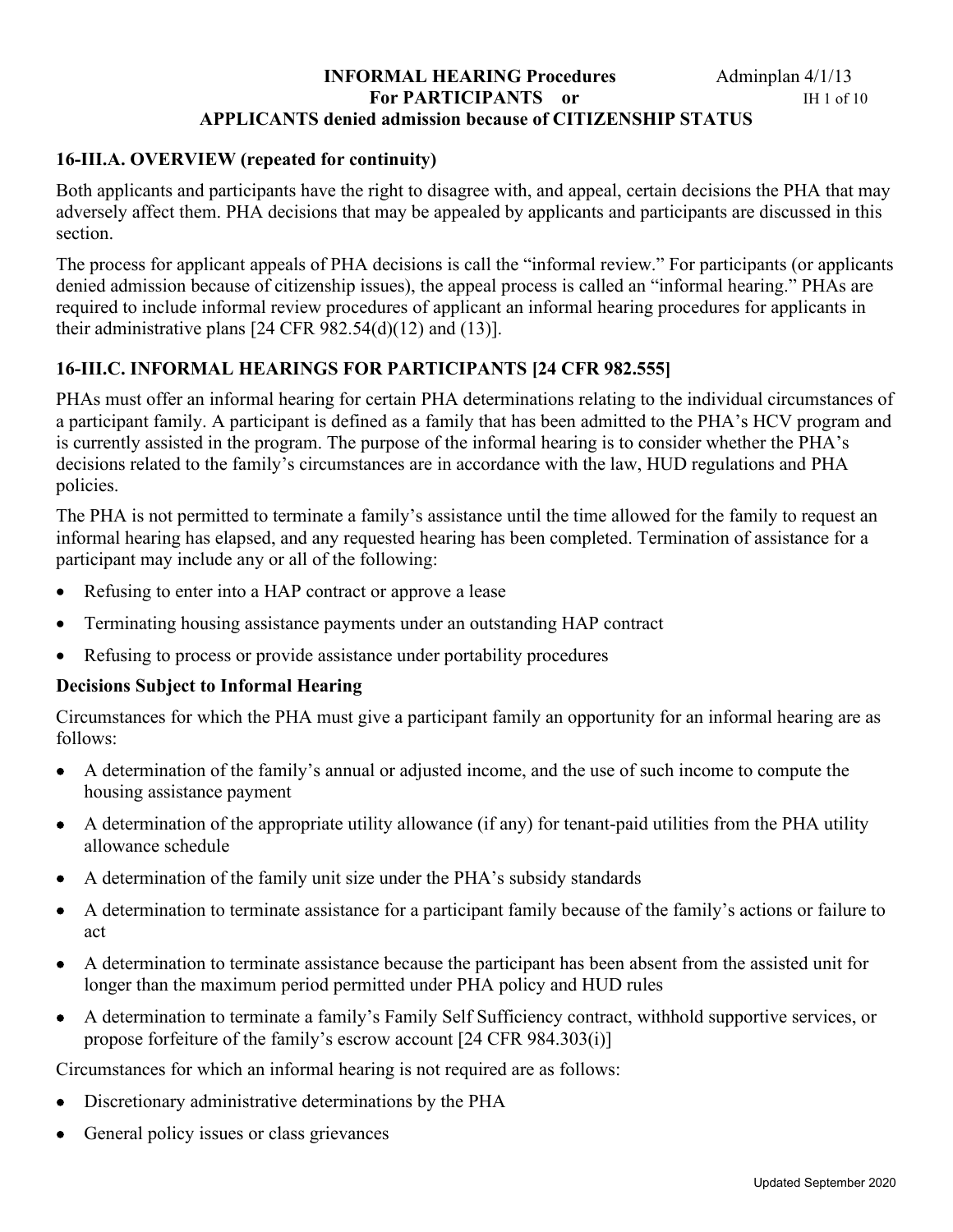# INFORMAL HEARING Procedures For PARTICIPANTS or APPLICANTS denied admission because of CITIZENSHIP STATUS

## 16-III.A. OVERVIEW (repeated for continuity)

Both applicants and participants have the right to disagree with, and appeal, certain decisions the PHA that may adversely affect them. PHA decisions that may be appealed by applicants and participants are discussed in this section.

The process for applicant appeals of PHA decisions is call the "informal review." For participants (or applicants denied admission because of citizenship issues), the appeal process is called an "informal hearing." PHAs are required to include informal review procedures of applicant an informal hearing procedures for applicants in their administrative plans [24 CFR 982.54(d)(12) and (13)].

## 16-III.C. INFORMAL HEARINGS FOR PARTICIPANTS [24 CFR 982.555]

PHAs must offer an informal hearing for certain PHA determinations relating to the individual circumstances of a participant family. A participant is defined as a family that has been admitted to the PHA's HCV program and is currently assisted in the program. The purpose of the informal hearing is to consider whether the PHA's decisions related to the family's circumstances are in accordance with the law, HUD regulations and PHA policies.

The PHA is not permitted to terminate a family's assistance until the time allowed for the family to request an informal hearing has elapsed, and any requested hearing has been completed. Termination of assistance for a participant may include any or all of the following:

- Refusing to enter into a HAP contract or approve a lease
- Terminating housing assistance payments under an outstanding HAP contract
- Refusing to process or provide assistance under portability procedures

### Decisions Subject to Informal Hearing

Circumstances for which the PHA must give a participant family an opportunity for an informal hearing are as follows:

- A determination of the family's annual or adjusted income, and the use of such income to compute the housing assistance payment
- A determination of the appropriate utility allowance (if any) for tenant-paid utilities from the PHA utility allowance schedule
- A determination of the family unit size under the PHA's subsidy standards
- A determination to terminate assistance for a participant family because of the family's actions or failure to act
- A determination to terminate assistance because the participant has been absent from the assisted unit for longer than the maximum period permitted under PHA policy and HUD rules
- A determination to terminate a family's Family Self Sufficiency contract, withhold supportive services, or propose forfeiture of the family's escrow account [24 CFR 984.303(i)]

Circumstances for which an informal hearing is not required are as follows:

- Discretionary administrative determinations by the PHA
- General policy issues or class grievances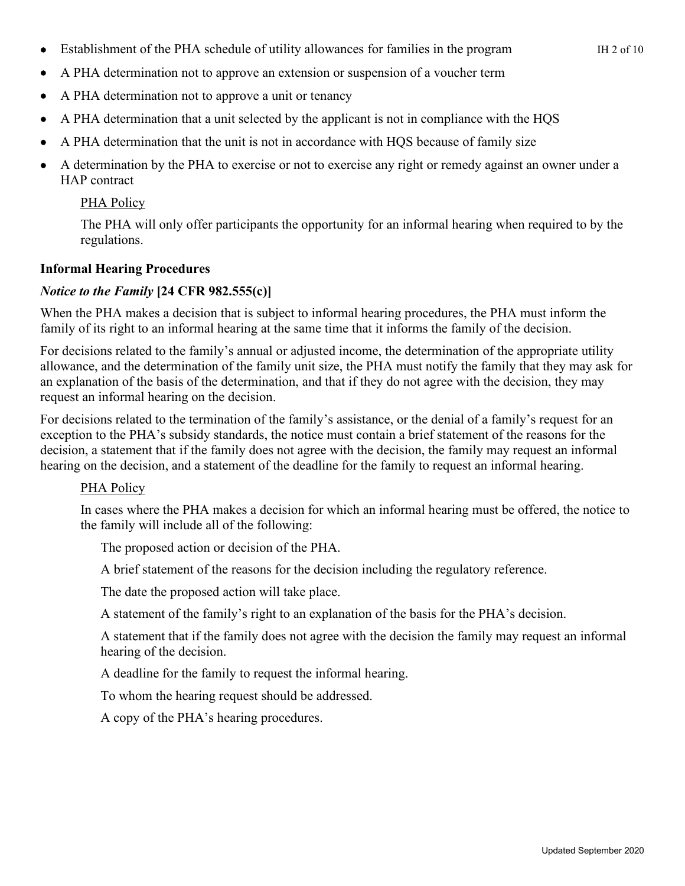- Establishment of the PHA schedule of utility allowances for families in the program
- A PHA determination not to approve an extension or suspension of a voucher term
- A PHA determination not to approve a unit or tenancy
- A PHA determination that a unit selected by the applicant is not in compliance with the HQS
- A PHA determination that the unit is not in accordance with HQS because of family size
- A determination by the PHA to exercise or not to exercise any right or remedy against an owner under a HAP contract

> PHA Policy
>
> The PHA will only offer participants the opportunity for an informal hearing when required to by the regulations.

**Informal Hearing Procedures**

***Notice to the Family* [24 CFR 982.555(c)]**

When the PHA makes a decision that is subject to informal hearing procedures, the PHA must inform the family of its right to an informal hearing at the same time that it informs the family of the decision.

For decisions related to the family's annual or adjusted income, the determination of the appropriate utility allowance, and the determination of the family unit size, the PHA must notify the family that they may ask for an explanation of the basis of the determination, and that if they do not agree with the decision, they may request an informal hearing on the decision.

For decisions related to the termination of the family's assistance, or the denial of a family's request for an exception to the PHA's subsidy standards, the notice must contain a brief statement of the reasons for the decision, a statement that if the family does not agree with the decision, the family may request an informal hearing on the decision, and a statement of the deadline for the family to request an informal hearing.

> PHA Policy
>
> In cases where the PHA makes a decision for which an informal hearing must be offered, the notice to the family will include all of the following:
>
> > The proposed action or decision of the PHA.
> >
> > A brief statement of the reasons for the decision including the regulatory reference.
> >
> > The date the proposed action will take place.
> >
> > A statement of the family's right to an explanation of the basis for the PHA's decision.
> >
> > A statement that if the family does not agree with the decision the family may request an informal hearing of the decision.
> >
> > A deadline for the family to request the informal hearing.
> >
> > To whom the hearing request should be addressed.
> >
> > A copy of the PHA's hearing procedures.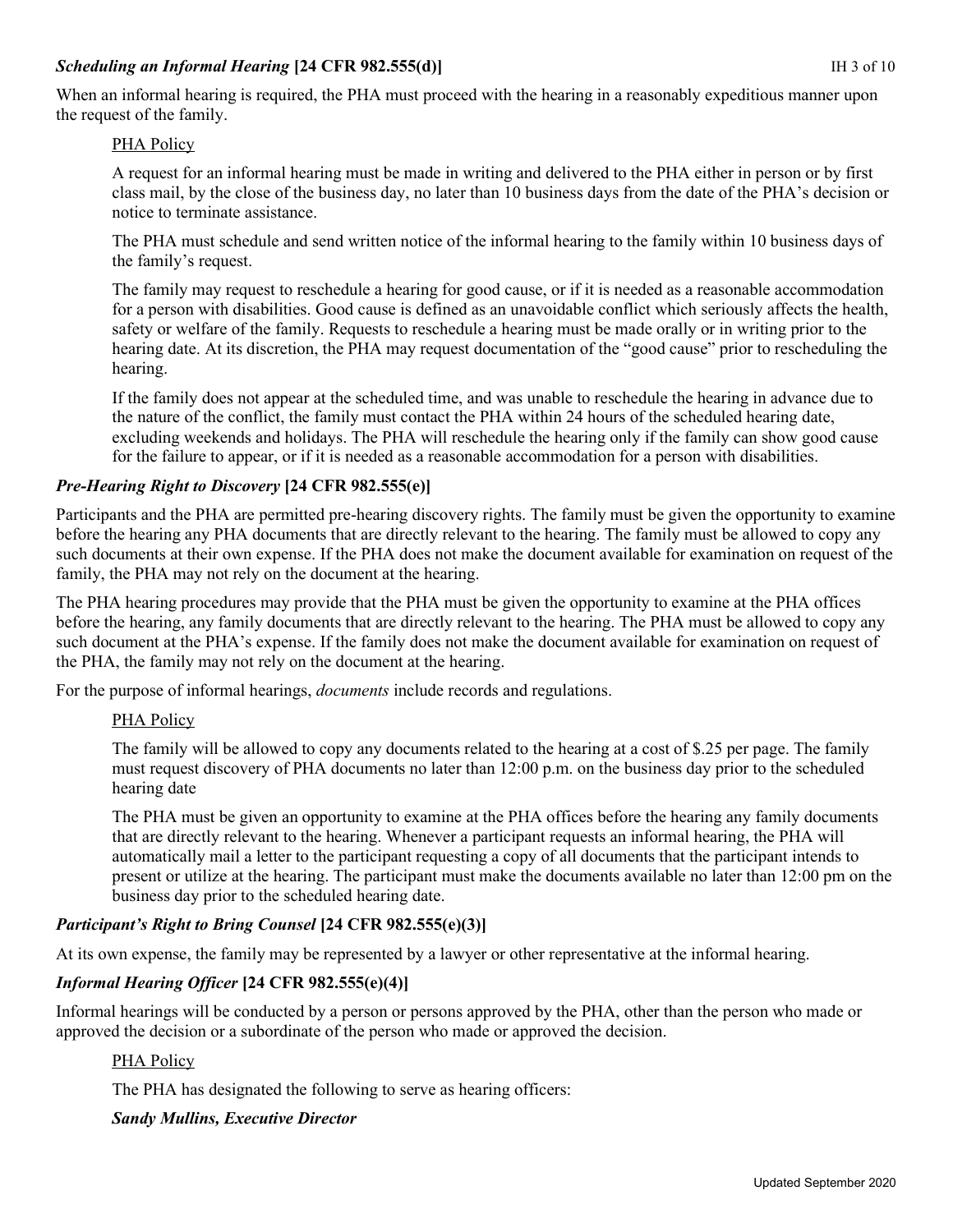### *Scheduling an Informal Hearing* [24 CFR 982.555(d)]

When an informal hearing is required, the PHA must proceed with the hearing in a reasonably expeditious manner upon the request of the family.

> PHA Policy
>
> A request for an informal hearing must be made in writing and delivered to the PHA either in person or by first class mail, by the close of the business day, no later than 10 business days from the date of the PHA's decision or notice to terminate assistance.
>
> The PHA must schedule and send written notice of the informal hearing to the family within 10 business days of the family's request.
>
> The family may request to reschedule a hearing for good cause, or if it is needed as a reasonable accommodation for a person with disabilities. Good cause is defined as an unavoidable conflict which seriously affects the health, safety or welfare of the family. Requests to reschedule a hearing must be made orally or in writing prior to the hearing date. At its discretion, the PHA may request documentation of the "good cause" prior to rescheduling the hearing.
>
> If the family does not appear at the scheduled time, and was unable to reschedule the hearing in advance due to the nature of the conflict, the family must contact the PHA within 24 hours of the scheduled hearing date, excluding weekends and holidays. The PHA will reschedule the hearing only if the family can show good cause for the failure to appear, or if it is needed as a reasonable accommodation for a person with disabilities.

### *Pre-Hearing Right to Discovery* [24 CFR 982.555(e)]

Participants and the PHA are permitted pre-hearing discovery rights. The family must be given the opportunity to examine before the hearing any PHA documents that are directly relevant to the hearing. The family must be allowed to copy any such documents at their own expense. If the PHA does not make the document available for examination on request of the family, the PHA may not rely on the document at the hearing.

The PHA hearing procedures may provide that the PHA must be given the opportunity to examine at the PHA offices before the hearing, any family documents that are directly relevant to the hearing. The PHA must be allowed to copy any such document at the PHA's expense. If the family does not make the document available for examination on request of the PHA, the family may not rely on the document at the hearing.

For the purpose of informal hearings, *documents* include records and regulations.

> PHA Policy
>
> The family will be allowed to copy any documents related to the hearing at a cost of $.25 per page. The family must request discovery of PHA documents no later than 12:00 p.m. on the business day prior to the scheduled hearing date
>
> The PHA must be given an opportunity to examine at the PHA offices before the hearing any family documents that are directly relevant to the hearing. Whenever a participant requests an informal hearing, the PHA will automatically mail a letter to the participant requesting a copy of all documents that the participant intends to present or utilize at the hearing. The participant must make the documents available no later than 12:00 pm on the business day prior to the scheduled hearing date.

### *Participant's Right to Bring Counsel* [24 CFR 982.555(e)(3)]

At its own expense, the family may be represented by a lawyer or other representative at the informal hearing.

### *Informal Hearing Officer* [24 CFR 982.555(e)(4)]

Informal hearings will be conducted by a person or persons approved by the PHA, other than the person who made or approved the decision or a subordinate of the person who made or approved the decision.

> PHA Policy
>
> The PHA has designated the following to serve as hearing officers:
>
> ***Sandy Mullins, Executive Director***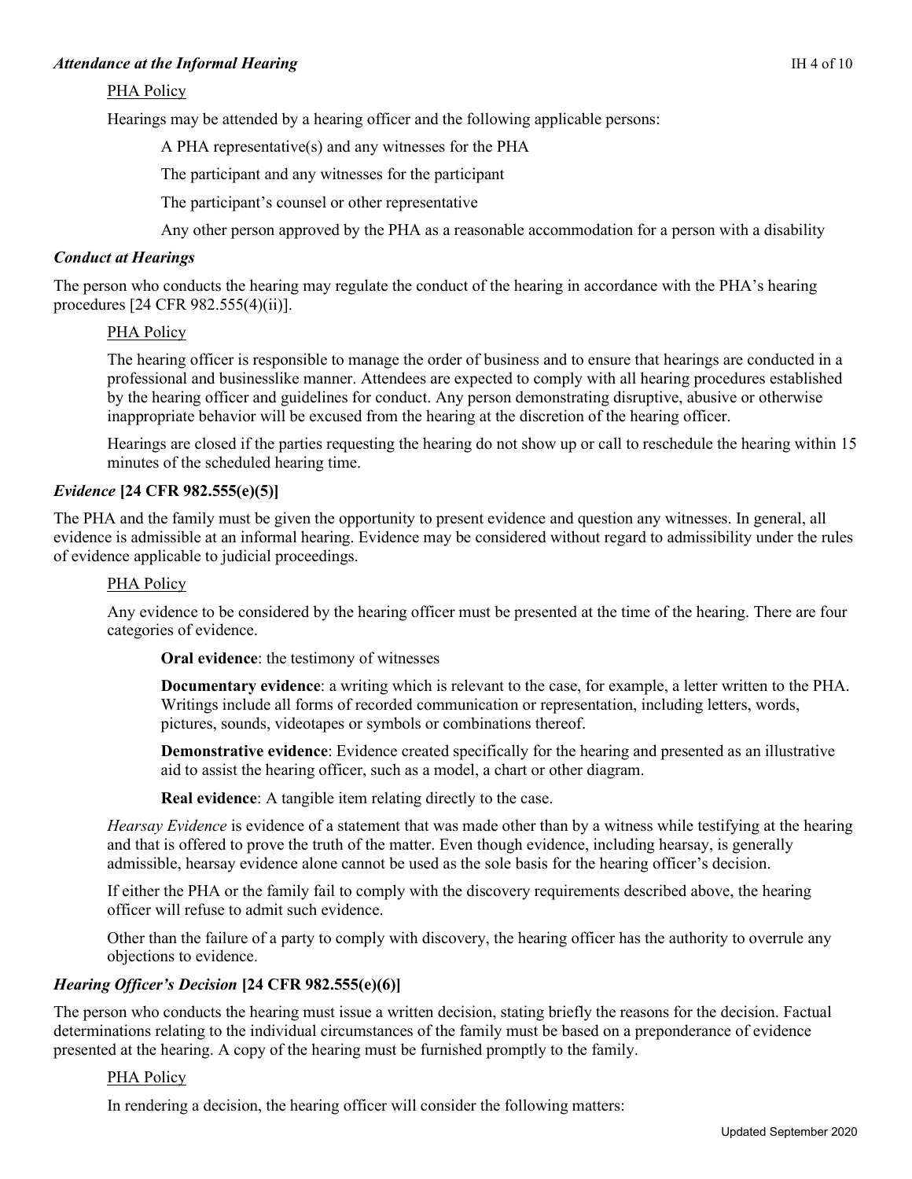### *Attendance at the Informal Hearing*

PHA Policy

Hearings may be attended by a hearing officer and the following applicable persons:

A PHA representative(s) and any witnesses for the PHA

The participant and any witnesses for the participant

The participant's counsel or other representative

Any other person approved by the PHA as a reasonable accommodation for a person with a disability

### *Conduct at Hearings*

The person who conducts the hearing may regulate the conduct of the hearing in accordance with the PHA's hearing procedures [24 CFR 982.555(4)(ii)].

PHA Policy

The hearing officer is responsible to manage the order of business and to ensure that hearings are conducted in a professional and businesslike manner. Attendees are expected to comply with all hearing procedures established by the hearing officer and guidelines for conduct. Any person demonstrating disruptive, abusive or otherwise inappropriate behavior will be excused from the hearing at the discretion of the hearing officer.

Hearings are closed if the parties requesting the hearing do not show up or call to reschedule the hearing within 15 minutes of the scheduled hearing time.

### *Evidence* **[24 CFR 982.555(e)(5)]**

The PHA and the family must be given the opportunity to present evidence and question any witnesses. In general, all evidence is admissible at an informal hearing. Evidence may be considered without regard to admissibility under the rules of evidence applicable to judicial proceedings.

PHA Policy

Any evidence to be considered by the hearing officer must be presented at the time of the hearing. There are four categories of evidence.

**Oral evidence**: the testimony of witnesses

**Documentary evidence**: a writing which is relevant to the case, for example, a letter written to the PHA. Writings include all forms of recorded communication or representation, including letters, words, pictures, sounds, videotapes or symbols or combinations thereof.

**Demonstrative evidence**: Evidence created specifically for the hearing and presented as an illustrative aid to assist the hearing officer, such as a model, a chart or other diagram.

**Real evidence**: A tangible item relating directly to the case.

*Hearsay Evidence* is evidence of a statement that was made other than by a witness while testifying at the hearing and that is offered to prove the truth of the matter. Even though evidence, including hearsay, is generally admissible, hearsay evidence alone cannot be used as the sole basis for the hearing officer's decision.

If either the PHA or the family fail to comply with the discovery requirements described above, the hearing officer will refuse to admit such evidence.

Other than the failure of a party to comply with discovery, the hearing officer has the authority to overrule any objections to evidence.

### *Hearing Officer's Decision* **[24 CFR 982.555(e)(6)]**

The person who conducts the hearing must issue a written decision, stating briefly the reasons for the decision. Factual determinations relating to the individual circumstances of the family must be based on a preponderance of evidence presented at the hearing. A copy of the hearing must be furnished promptly to the family.

PHA Policy

In rendering a decision, the hearing officer will consider the following matters: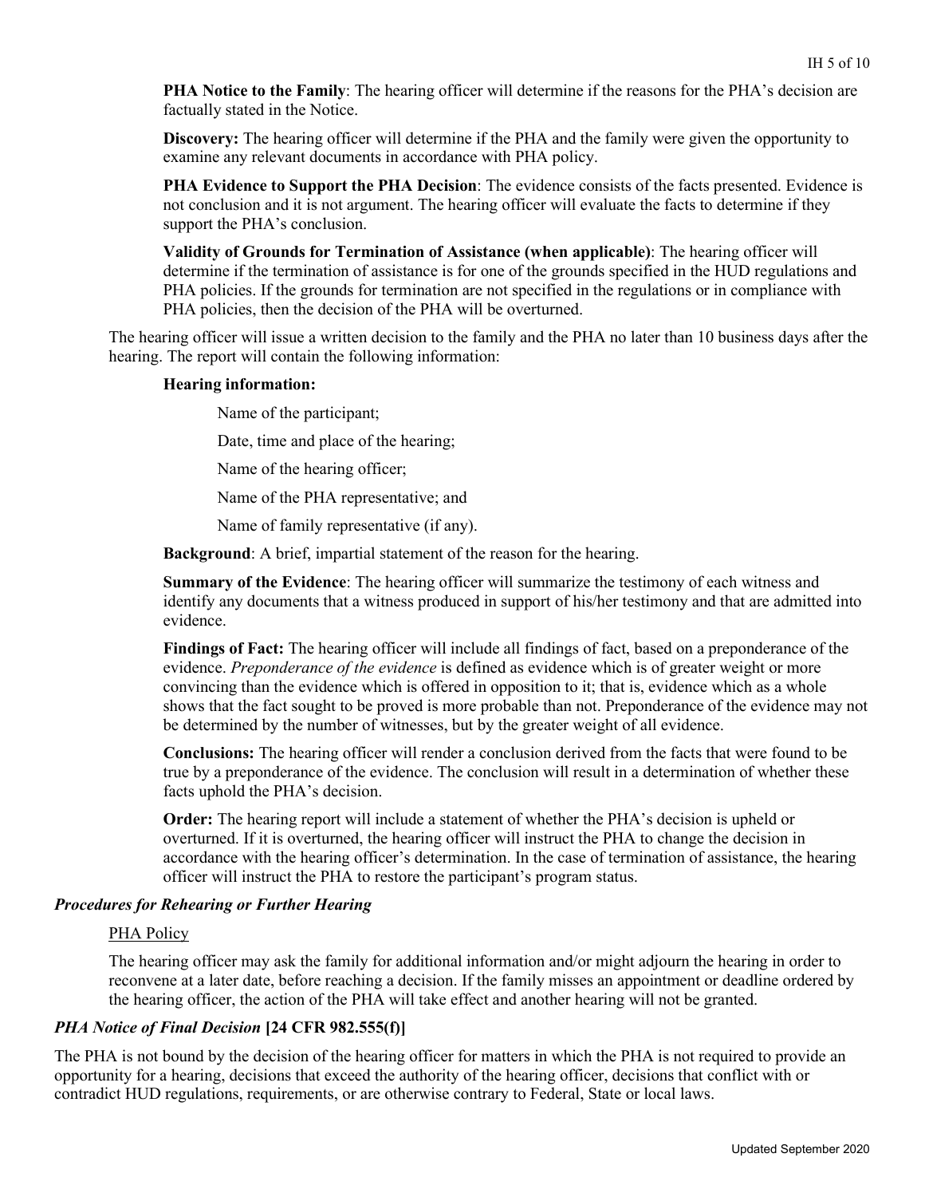**PHA Notice to the Family**: The hearing officer will determine if the reasons for the PHA's decision are factually stated in the Notice.

**Discovery:** The hearing officer will determine if the PHA and the family were given the opportunity to examine any relevant documents in accordance with PHA policy.

**PHA Evidence to Support the PHA Decision**: The evidence consists of the facts presented. Evidence is not conclusion and it is not argument. The hearing officer will evaluate the facts to determine if they support the PHA's conclusion.

**Validity of Grounds for Termination of Assistance (when applicable)**: The hearing officer will determine if the termination of assistance is for one of the grounds specified in the HUD regulations and PHA policies. If the grounds for termination are not specified in the regulations or in compliance with PHA policies, then the decision of the PHA will be overturned.

The hearing officer will issue a written decision to the family and the PHA no later than 10 business days after the hearing. The report will contain the following information:

**Hearing information:**

Name of the participant;

Date, time and place of the hearing;

Name of the hearing officer;

Name of the PHA representative; and

Name of family representative (if any).

**Background**: A brief, impartial statement of the reason for the hearing.

**Summary of the Evidence**: The hearing officer will summarize the testimony of each witness and identify any documents that a witness produced in support of his/her testimony and that are admitted into evidence.

**Findings of Fact:** The hearing officer will include all findings of fact, based on a preponderance of the evidence. *Preponderance of the evidence* is defined as evidence which is of greater weight or more convincing than the evidence which is offered in opposition to it; that is, evidence which as a whole shows that the fact sought to be proved is more probable than not. Preponderance of the evidence may not be determined by the number of witnesses, but by the greater weight of all evidence.

**Conclusions:** The hearing officer will render a conclusion derived from the facts that were found to be true by a preponderance of the evidence. The conclusion will result in a determination of whether these facts uphold the PHA's decision.

**Order:** The hearing report will include a statement of whether the PHA's decision is upheld or overturned. If it is overturned, the hearing officer will instruct the PHA to change the decision in accordance with the hearing officer's determination. In the case of termination of assistance, the hearing officer will instruct the PHA to restore the participant's program status.

### *Procedures for Rehearing or Further Hearing*

PHA Policy

The hearing officer may ask the family for additional information and/or might adjourn the hearing in order to reconvene at a later date, before reaching a decision. If the family misses an appointment or deadline ordered by the hearing officer, the action of the PHA will take effect and another hearing will not be granted.

### *PHA Notice of Final Decision* **[24 CFR 982.555(f)]**

The PHA is not bound by the decision of the hearing officer for matters in which the PHA is not required to provide an opportunity for a hearing, decisions that exceed the authority of the hearing officer, decisions that conflict with or contradict HUD regulations, requirements, or are otherwise contrary to Federal, State or local laws.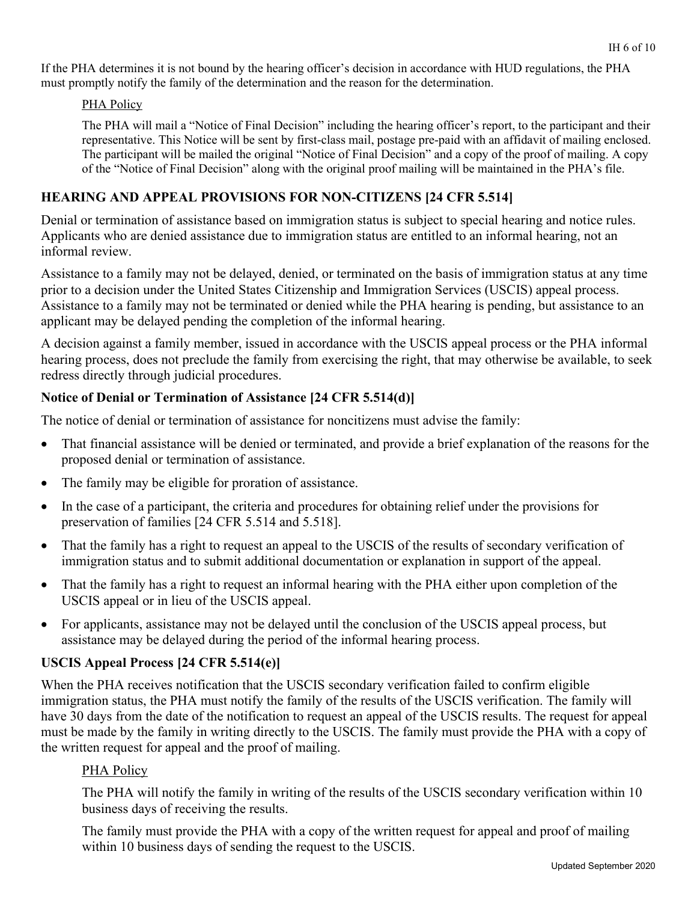If the PHA determines it is not bound by the hearing officer's decision in accordance with HUD regulations, the PHA must promptly notify the family of the determination and the reason for the determination.

PHA Policy

The PHA will mail a "Notice of Final Decision" including the hearing officer's report, to the participant and their representative. This Notice will be sent by first-class mail, postage pre-paid with an affidavit of mailing enclosed. The participant will be mailed the original "Notice of Final Decision" and a copy of the proof of mailing. A copy of the "Notice of Final Decision" along with the original proof mailing will be maintained in the PHA's file.

## HEARING AND APPEAL PROVISIONS FOR NON-CITIZENS [24 CFR 5.514]

Denial or termination of assistance based on immigration status is subject to special hearing and notice rules. Applicants who are denied assistance due to immigration status are entitled to an informal hearing, not an informal review.

Assistance to a family may not be delayed, denied, or terminated on the basis of immigration status at any time prior to a decision under the United States Citizenship and Immigration Services (USCIS) appeal process. Assistance to a family may not be terminated or denied while the PHA hearing is pending, but assistance to an applicant may be delayed pending the completion of the informal hearing.

A decision against a family member, issued in accordance with the USCIS appeal process or the PHA informal hearing process, does not preclude the family from exercising the right, that may otherwise be available, to seek redress directly through judicial procedures.

### Notice of Denial or Termination of Assistance [24 CFR 5.514(d)]

The notice of denial or termination of assistance for noncitizens must advise the family:

- That financial assistance will be denied or terminated, and provide a brief explanation of the reasons for the proposed denial or termination of assistance.
- The family may be eligible for proration of assistance.
- In the case of a participant, the criteria and procedures for obtaining relief under the provisions for preservation of families [24 CFR 5.514 and 5.518].
- That the family has a right to request an appeal to the USCIS of the results of secondary verification of immigration status and to submit additional documentation or explanation in support of the appeal.
- That the family has a right to request an informal hearing with the PHA either upon completion of the USCIS appeal or in lieu of the USCIS appeal.
- For applicants, assistance may not be delayed until the conclusion of the USCIS appeal process, but assistance may be delayed during the period of the informal hearing process.

### USCIS Appeal Process [24 CFR 5.514(e)]

When the PHA receives notification that the USCIS secondary verification failed to confirm eligible immigration status, the PHA must notify the family of the results of the USCIS verification. The family will have 30 days from the date of the notification to request an appeal of the USCIS results. The request for appeal must be made by the family in writing directly to the USCIS. The family must provide the PHA with a copy of the written request for appeal and the proof of mailing.

PHA Policy

The PHA will notify the family in writing of the results of the USCIS secondary verification within 10 business days of receiving the results.

The family must provide the PHA with a copy of the written request for appeal and proof of mailing within 10 business days of sending the request to the USCIS.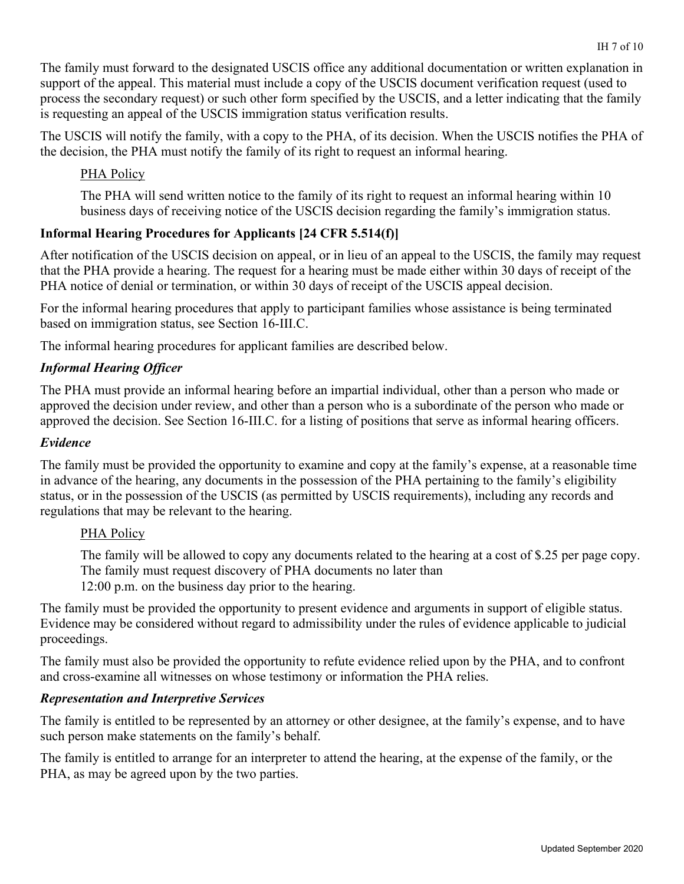The family must forward to the designated USCIS office any additional documentation or written explanation in support of the appeal. This material must include a copy of the USCIS document verification request (used to process the secondary request) or such other form specified by the USCIS, and a letter indicating that the family is requesting an appeal of the USCIS immigration status verification results.

The USCIS will notify the family, with a copy to the PHA, of its decision. When the USCIS notifies the PHA of the decision, the PHA must notify the family of its right to request an informal hearing.

> PHA Policy
>
> The PHA will send written notice to the family of its right to request an informal hearing within 10 business days of receiving notice of the USCIS decision regarding the family's immigration status.

**Informal Hearing Procedures for Applicants [24 CFR 5.514(f)]**

After notification of the USCIS decision on appeal, or in lieu of an appeal to the USCIS, the family may request that the PHA provide a hearing. The request for a hearing must be made either within 30 days of receipt of the PHA notice of denial or termination, or within 30 days of receipt of the USCIS appeal decision.

For the informal hearing procedures that apply to participant families whose assistance is being terminated based on immigration status, see Section 16-III.C.

The informal hearing procedures for applicant families are described below.

***Informal Hearing Officer***

The PHA must provide an informal hearing before an impartial individual, other than a person who made or approved the decision under review, and other than a person who is a subordinate of the person who made or approved the decision. See Section 16-III.C. for a listing of positions that serve as informal hearing officers.

***Evidence***

The family must be provided the opportunity to examine and copy at the family's expense, at a reasonable time in advance of the hearing, any documents in the possession of the PHA pertaining to the family's eligibility status, or in the possession of the USCIS (as permitted by USCIS requirements), including any records and regulations that may be relevant to the hearing.

> PHA Policy
>
> The family will be allowed to copy any documents related to the hearing at a cost of $.25 per page copy. The family must request discovery of PHA documents no later than 12:00 p.m. on the business day prior to the hearing.

The family must be provided the opportunity to present evidence and arguments in support of eligible status. Evidence may be considered without regard to admissibility under the rules of evidence applicable to judicial proceedings.

The family must also be provided the opportunity to refute evidence relied upon by the PHA, and to confront and cross-examine all witnesses on whose testimony or information the PHA relies.

***Representation and Interpretive Services***

The family is entitled to be represented by an attorney or other designee, at the family's expense, and to have such person make statements on the family's behalf.

The family is entitled to arrange for an interpreter to attend the hearing, at the expense of the family, or the PHA, as may be agreed upon by the two parties.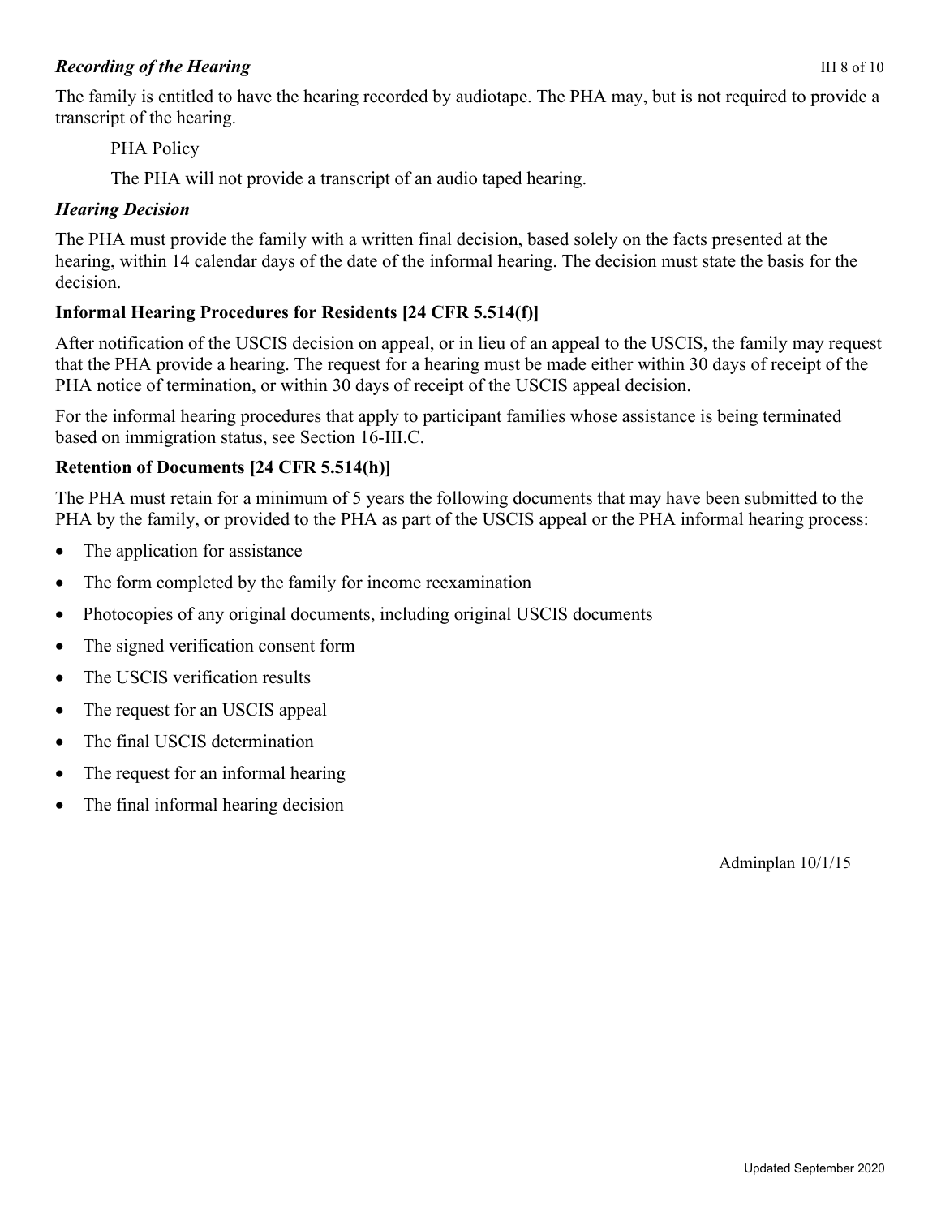### *Recording of the Hearing*

The family is entitled to have the hearing recorded by audiotape. The PHA may, but is not required to provide a transcript of the hearing.

PHA Policy

The PHA will not provide a transcript of an audio taped hearing.

### *Hearing Decision*

The PHA must provide the family with a written final decision, based solely on the facts presented at the hearing, within 14 calendar days of the date of the informal hearing. The decision must state the basis for the decision.

## Informal Hearing Procedures for Residents [24 CFR 5.514(f)]

After notification of the USCIS decision on appeal, or in lieu of an appeal to the USCIS, the family may request that the PHA provide a hearing. The request for a hearing must be made either within 30 days of receipt of the PHA notice of termination, or within 30 days of receipt of the USCIS appeal decision.

For the informal hearing procedures that apply to participant families whose assistance is being terminated based on immigration status, see Section 16-III.C.

## Retention of Documents [24 CFR 5.514(h)]

The PHA must retain for a minimum of 5 years the following documents that may have been submitted to the PHA by the family, or provided to the PHA as part of the USCIS appeal or the PHA informal hearing process:

- The application for assistance
- The form completed by the family for income reexamination
- Photocopies of any original documents, including original USCIS documents
- The signed verification consent form
- The USCIS verification results
- The request for an USCIS appeal
- The final USCIS determination
- The request for an informal hearing
- The final informal hearing decision

Adminplan 10/1/15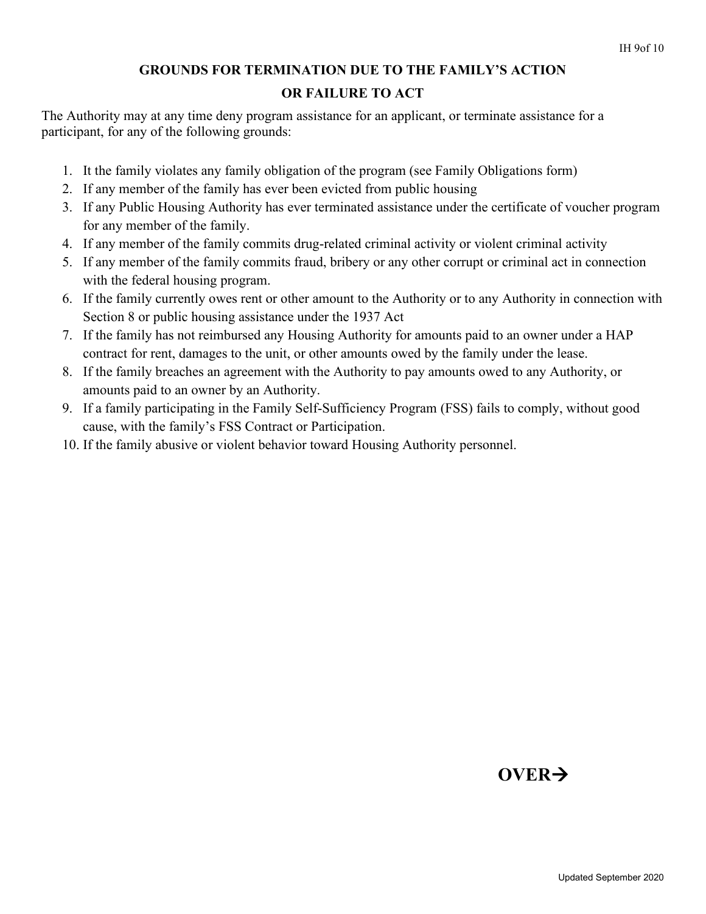## GROUNDS FOR TERMINATION DUE TO THE FAMILY'S ACTION OR FAILURE TO ACT

The Authority may at any time deny program assistance for an applicant, or terminate assistance for a participant, for any of the following grounds:

1. It the family violates any family obligation of the program (see Family Obligations form)
2. If any member of the family has ever been evicted from public housing
3. If any Public Housing Authority has ever terminated assistance under the certificate of voucher program for any member of the family.
4. If any member of the family commits drug-related criminal activity or violent criminal activity
5. If any member of the family commits fraud, bribery or any other corrupt or criminal act in connection with the federal housing program.
6. If the family currently owes rent or other amount to the Authority or to any Authority in connection with Section 8 or public housing assistance under the 1937 Act
7. If the family has not reimbursed any Housing Authority for amounts paid to an owner under a HAP contract for rent, damages to the unit, or other amounts owed by the family under the lease.
8. If the family breaches an agreement with the Authority to pay amounts owed to any Authority, or amounts paid to an owner by an Authority.
9. If a family participating in the Family Self-Sufficiency Program (FSS) fails to comply, without good cause, with the family's FSS Contract or Participation.
10. If the family abusive or violent behavior toward Housing Authority personnel.

**OVER→**

Updated September 2020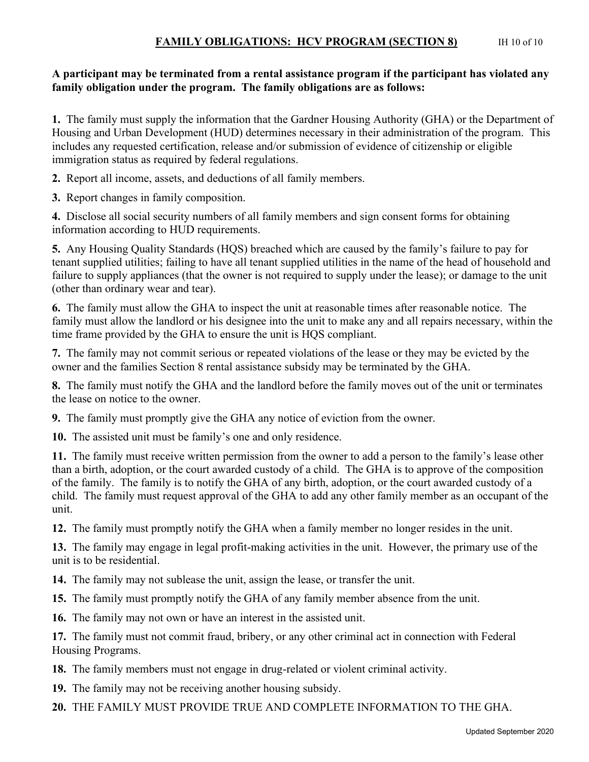# FAMILY OBLIGATIONS: HCV PROGRAM (SECTION 8)

**A participant may be terminated from a rental assistance program if the participant has violated any family obligation under the program. The family obligations are as follows:**

**1.** The family must supply the information that the Gardner Housing Authority (GHA) or the Department of Housing and Urban Development (HUD) determines necessary in their administration of the program. This includes any requested certification, release and/or submission of evidence of citizenship or eligible immigration status as required by federal regulations.

**2.** Report all income, assets, and deductions of all family members.

**3.** Report changes in family composition.

**4.** Disclose all social security numbers of all family members and sign consent forms for obtaining information according to HUD requirements.

**5.** Any Housing Quality Standards (HQS) breached which are caused by the family's failure to pay for tenant supplied utilities; failing to have all tenant supplied utilities in the name of the head of household and failure to supply appliances (that the owner is not required to supply under the lease); or damage to the unit (other than ordinary wear and tear).

**6.** The family must allow the GHA to inspect the unit at reasonable times after reasonable notice. The family must allow the landlord or his designee into the unit to make any and all repairs necessary, within the time frame provided by the GHA to ensure the unit is HQS compliant.

**7.** The family may not commit serious or repeated violations of the lease or they may be evicted by the owner and the families Section 8 rental assistance subsidy may be terminated by the GHA.

**8.** The family must notify the GHA and the landlord before the family moves out of the unit or terminates the lease on notice to the owner.

**9.** The family must promptly give the GHA any notice of eviction from the owner.

**10.** The assisted unit must be family's one and only residence.

**11.** The family must receive written permission from the owner to add a person to the family's lease other than a birth, adoption, or the court awarded custody of a child. The GHA is to approve of the composition of the family. The family is to notify the GHA of any birth, adoption, or the court awarded custody of a child. The family must request approval of the GHA to add any other family member as an occupant of the unit.

**12.** The family must promptly notify the GHA when a family member no longer resides in the unit.

**13.** The family may engage in legal profit-making activities in the unit. However, the primary use of the unit is to be residential.

**14.** The family may not sublease the unit, assign the lease, or transfer the unit.

**15.** The family must promptly notify the GHA of any family member absence from the unit.

**16.** The family may not own or have an interest in the assisted unit.

**17.** The family must not commit fraud, bribery, or any other criminal act in connection with Federal Housing Programs.

**18.** The family members must not engage in drug-related or violent criminal activity.

**19.** The family may not be receiving another housing subsidy.

**20.** THE FAMILY MUST PROVIDE TRUE AND COMPLETE INFORMATION TO THE GHA.

Updated September 2020